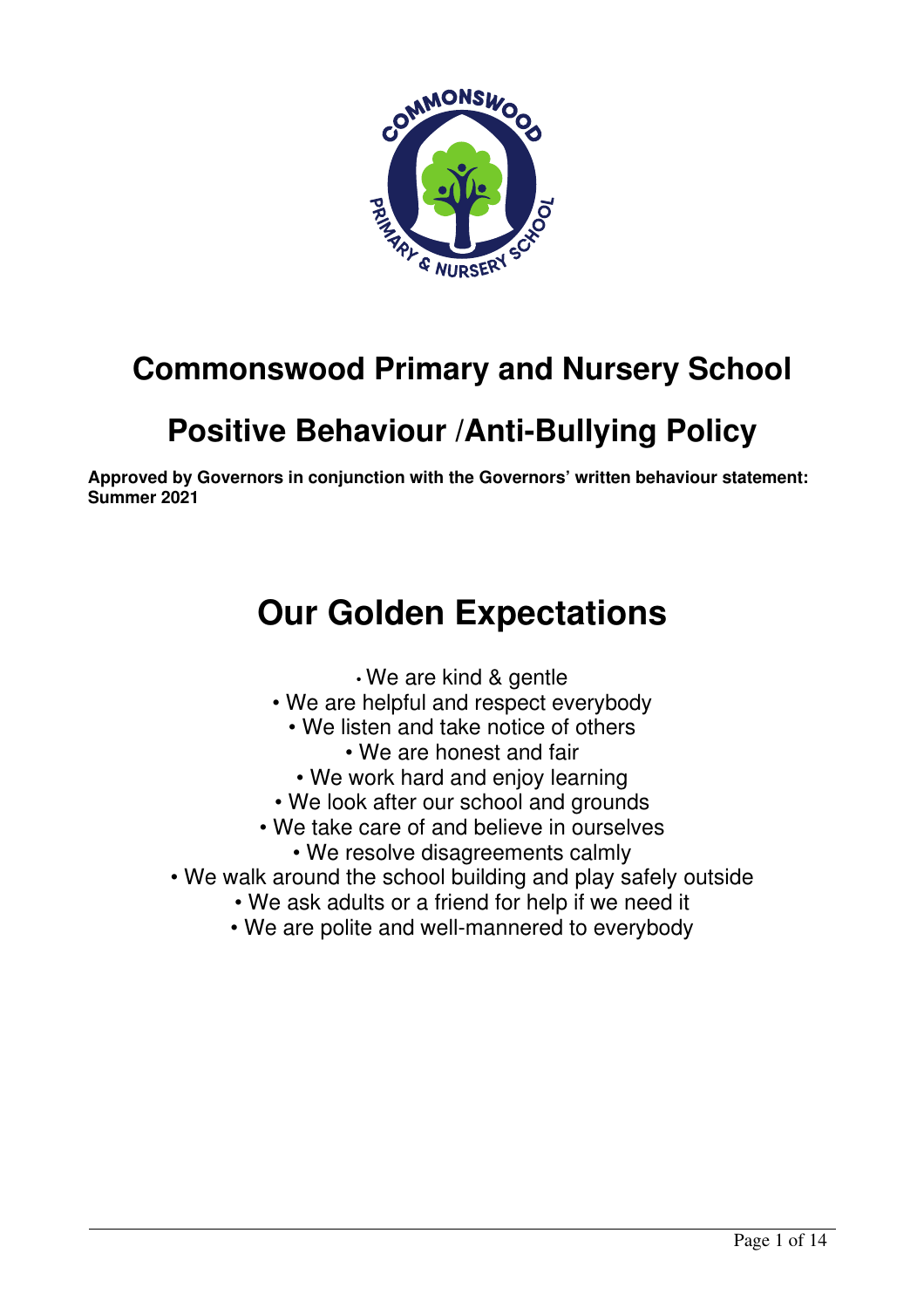# Commonswood Primary and Nursery School

## Positive Behaviour /Anti-Bullying Policy

**Approved by Governors in conjunction with the Governors' written behaviour statement: Summer 2021**

# Our Golden Expectations

- We are kind & gentle
- We are helpful and respect everybody
- We listen and take notice of others
- We are honest and fair
- We work hard and enjoy learning
- We look after our school and grounds
- We take care of and believe in ourselves
- We resolve disagreements calmly
- We walk around the school building and play safely outside
- We ask adults or a friend for help if we need it
- We are polite and well-mannered to everybody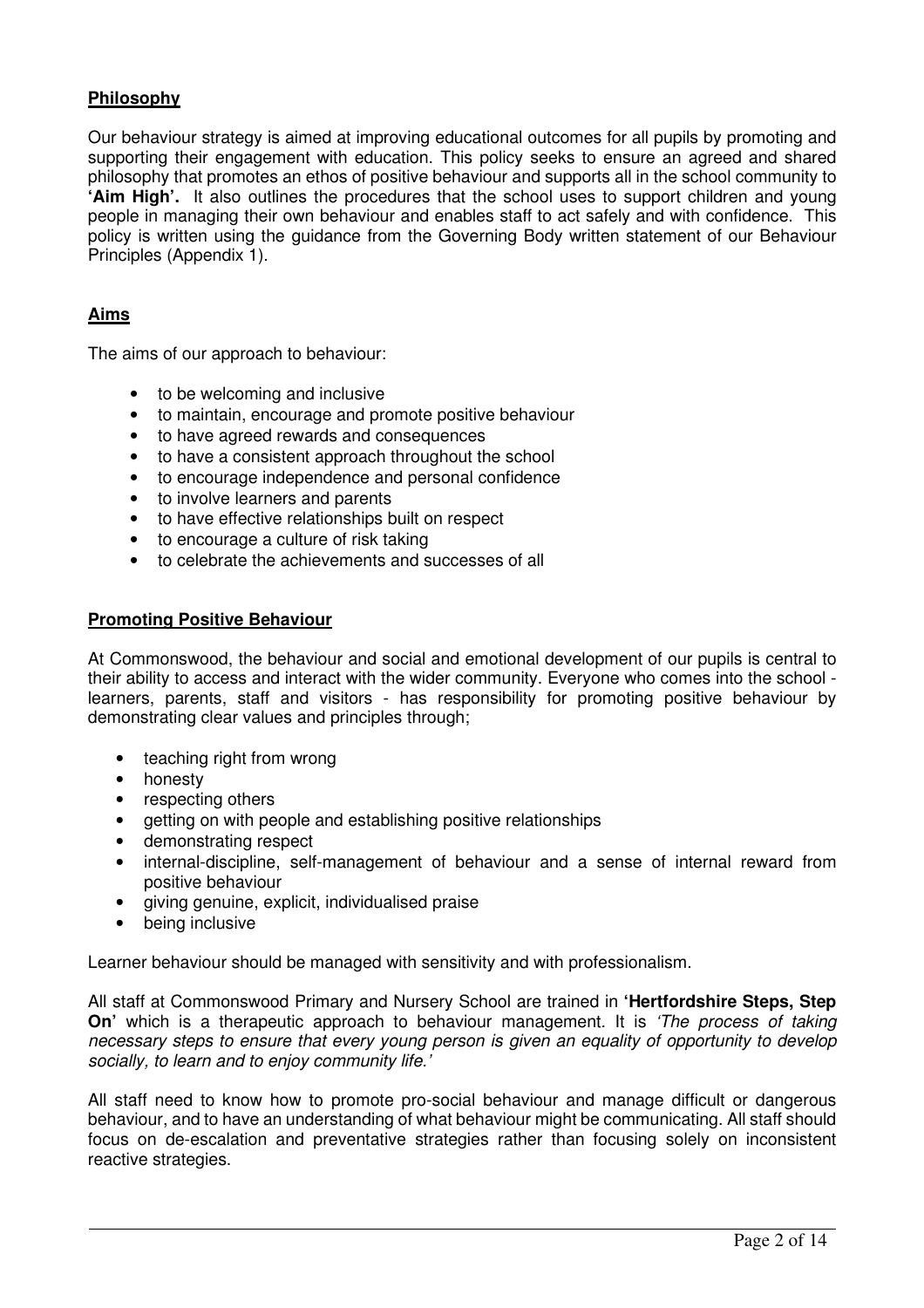## Philosophy

Our behaviour strategy is aimed at improving educational outcomes for all pupils by promoting and supporting their engagement with education. This policy seeks to ensure an agreed and shared philosophy that promotes an ethos of positive behaviour and supports all in the school community to **'Aim High'.** It also outlines the procedures that the school uses to support children and young people in managing their own behaviour and enables staff to act safely and with confidence. This policy is written using the guidance from the Governing Body written statement of our Behaviour Principles (Appendix 1).

## Aims

The aims of our approach to behaviour:

- to be welcoming and inclusive
- to maintain, encourage and promote positive behaviour
- to have agreed rewards and consequences
- to have a consistent approach throughout the school
- to encourage independence and personal confidence
- to involve learners and parents
- to have effective relationships built on respect
- to encourage a culture of risk taking
- to celebrate the achievements and successes of all

## Promoting Positive Behaviour

At Commonswood, the behaviour and social and emotional development of our pupils is central to their ability to access and interact with the wider community. Everyone who comes into the school - learners, parents, staff and visitors - has responsibility for promoting positive behaviour by demonstrating clear values and principles through;

- teaching right from wrong
- honesty
- respecting others
- getting on with people and establishing positive relationships
- demonstrating respect
- internal-discipline, self-management of behaviour and a sense of internal reward from positive behaviour
- giving genuine, explicit, individualised praise
- being inclusive

Learner behaviour should be managed with sensitivity and with professionalism.

All staff at Commonswood Primary and Nursery School are trained in **'Hertfordshire Steps, Step On'** which is a therapeutic approach to behaviour management. It is *'The process of taking necessary steps to ensure that every young person is given an equality of opportunity to develop socially, to learn and to enjoy community life.'*

All staff need to know how to promote pro-social behaviour and manage difficult or dangerous behaviour, and to have an understanding of what behaviour might be communicating. All staff should focus on de-escalation and preventative strategies rather than focusing solely on inconsistent reactive strategies.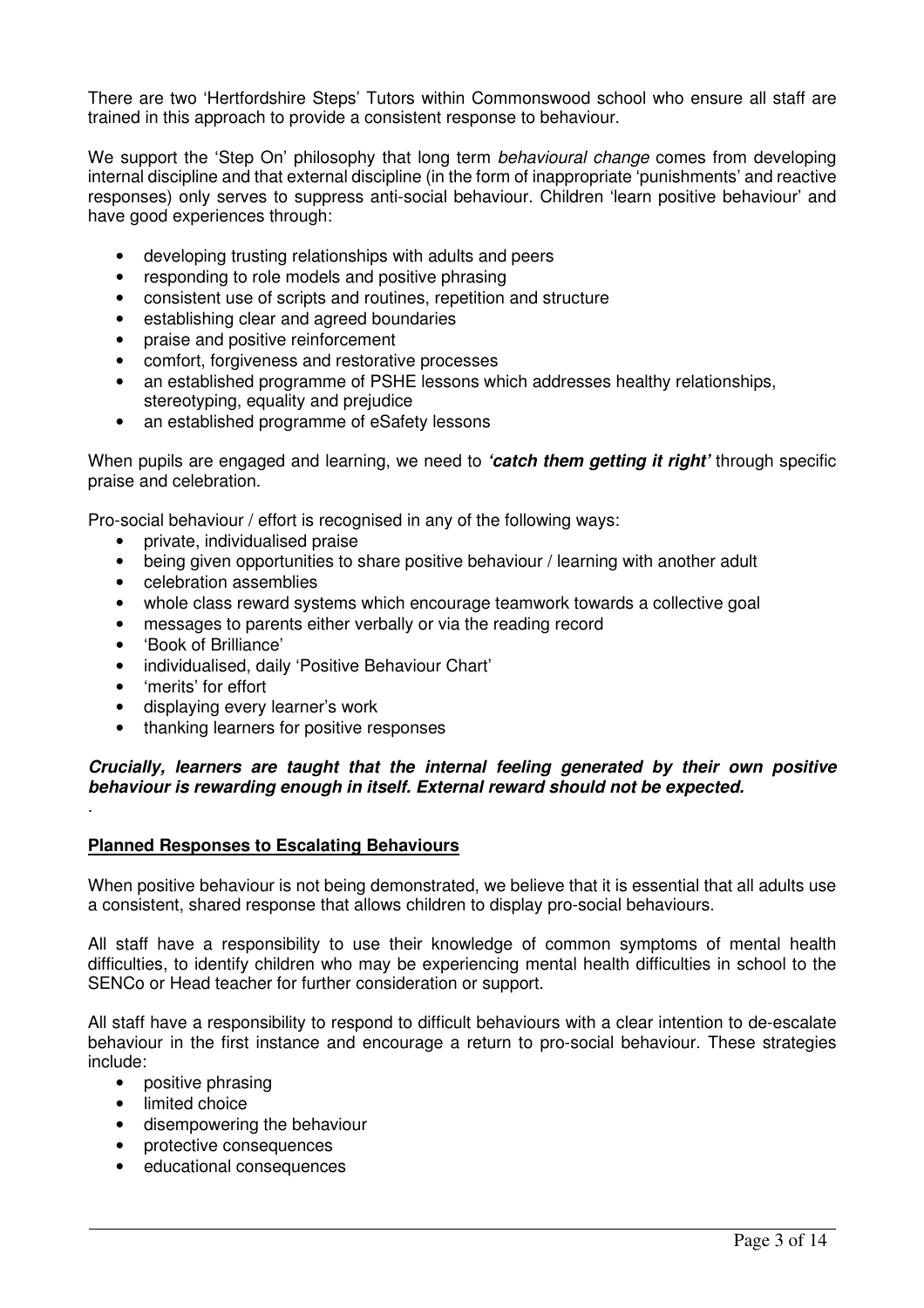There are two 'Hertfordshire Steps' Tutors within Commonswood school who ensure all staff are trained in this approach to provide a consistent response to behaviour.

We support the 'Step On' philosophy that long term *behavioural change* comes from developing internal discipline and that external discipline (in the form of inappropriate 'punishments' and reactive responses) only serves to suppress anti-social behaviour. Children 'learn positive behaviour' and have good experiences through:

- developing trusting relationships with adults and peers
- responding to role models and positive phrasing
- consistent use of scripts and routines, repetition and structure
- establishing clear and agreed boundaries
- praise and positive reinforcement
- comfort, forgiveness and restorative processes
- an established programme of PSHE lessons which addresses healthy relationships, stereotyping, equality and prejudice
- an established programme of eSafety lessons

When pupils are engaged and learning, we need to ***'catch them getting it right'*** through specific praise and celebration.

Pro-social behaviour / effort is recognised in any of the following ways:

- private, individualised praise
- being given opportunities to share positive behaviour / learning with another adult
- celebration assemblies
- whole class reward systems which encourage teamwork towards a collective goal
- messages to parents either verbally or via the reading record
- 'Book of Brilliance'
- individualised, daily 'Positive Behaviour Chart'
- 'merits' for effort
- displaying every learner's work
- thanking learners for positive responses

***Crucially, learners are taught that the internal feeling generated by their own positive behaviour is rewarding enough in itself. External reward should not be expected.***

.

## Planned Responses to Escalating Behaviours

When positive behaviour is not being demonstrated, we believe that it is essential that all adults use a consistent, shared response that allows children to display pro-social behaviours.

All staff have a responsibility to use their knowledge of common symptoms of mental health difficulties, to identify children who may be experiencing mental health difficulties in school to the SENCo or Head teacher for further consideration or support.

All staff have a responsibility to respond to difficult behaviours with a clear intention to de-escalate behaviour in the first instance and encourage a return to pro-social behaviour. These strategies include:

- positive phrasing
- limited choice
- disempowering the behaviour
- protective consequences
- educational consequences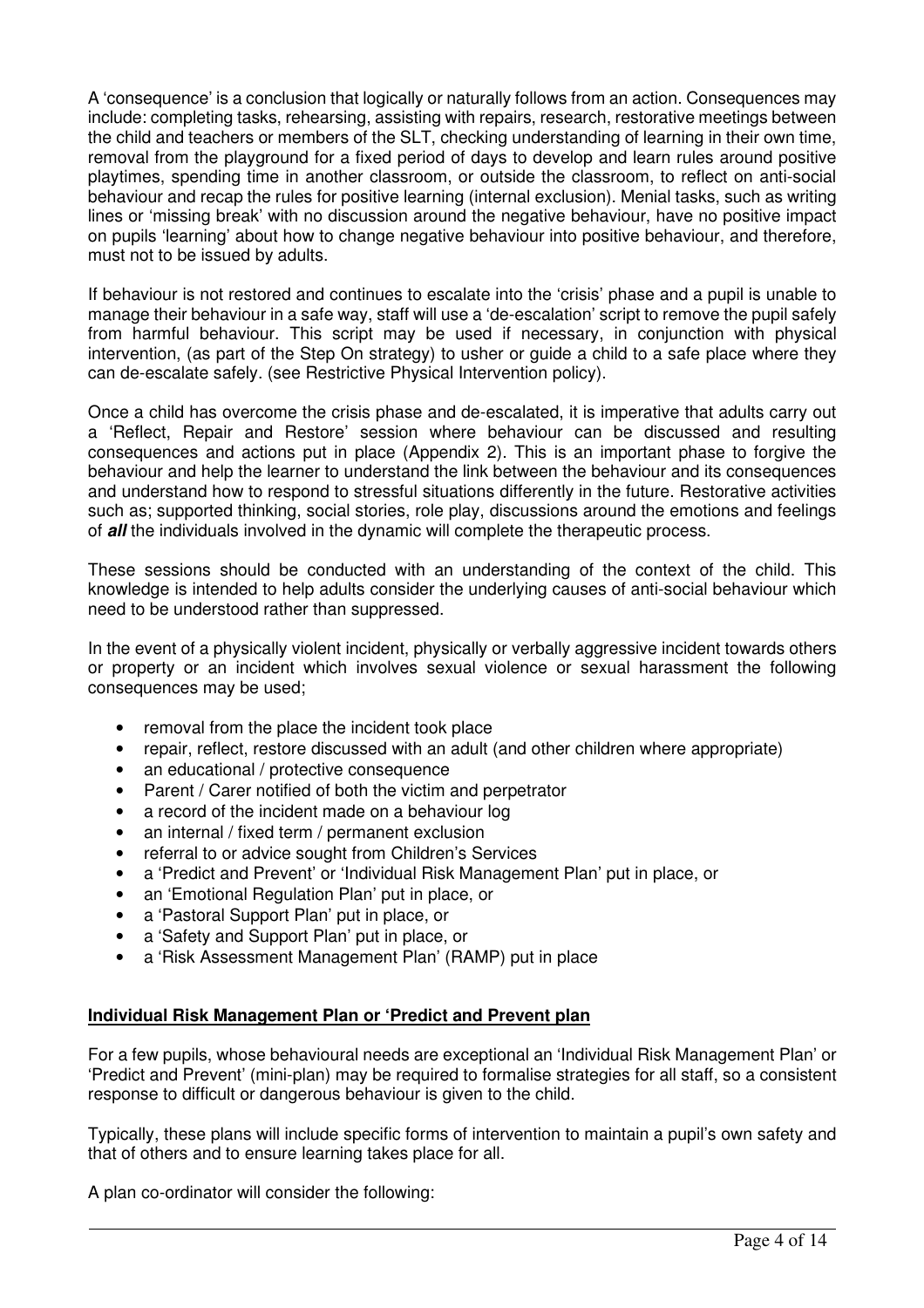A 'consequence' is a conclusion that logically or naturally follows from an action. Consequences may include: completing tasks, rehearsing, assisting with repairs, research, restorative meetings between the child and teachers or members of the SLT, checking understanding of learning in their own time, removal from the playground for a fixed period of days to develop and learn rules around positive playtimes, spending time in another classroom, or outside the classroom, to reflect on anti-social behaviour and recap the rules for positive learning (internal exclusion). Menial tasks, such as writing lines or 'missing break' with no discussion around the negative behaviour, have no positive impact on pupils 'learning' about how to change negative behaviour into positive behaviour, and therefore, must not to be issued by adults.

If behaviour is not restored and continues to escalate into the 'crisis' phase and a pupil is unable to manage their behaviour in a safe way, staff will use a 'de-escalation' script to remove the pupil safely from harmful behaviour. This script may be used if necessary, in conjunction with physical intervention, (as part of the Step On strategy) to usher or guide a child to a safe place where they can de-escalate safely. (see Restrictive Physical Intervention policy).

Once a child has overcome the crisis phase and de-escalated, it is imperative that adults carry out a 'Reflect, Repair and Restore' session where behaviour can be discussed and resulting consequences and actions put in place (Appendix 2). This is an important phase to forgive the behaviour and help the learner to understand the link between the behaviour and its consequences and understand how to respond to stressful situations differently in the future. Restorative activities such as; supported thinking, social stories, role play, discussions around the emotions and feelings of ***all*** the individuals involved in the dynamic will complete the therapeutic process.

These sessions should be conducted with an understanding of the context of the child. This knowledge is intended to help adults consider the underlying causes of anti-social behaviour which need to be understood rather than suppressed.

In the event of a physically violent incident, physically or verbally aggressive incident towards others or property or an incident which involves sexual violence or sexual harassment the following consequences may be used;

- removal from the place the incident took place
- repair, reflect, restore discussed with an adult (and other children where appropriate)
- an educational / protective consequence
- Parent / Carer notified of both the victim and perpetrator
- a record of the incident made on a behaviour log
- an internal / fixed term / permanent exclusion
- referral to or advice sought from Children's Services
- a 'Predict and Prevent' or 'Individual Risk Management Plan' put in place, or
- an 'Emotional Regulation Plan' put in place, or
- a 'Pastoral Support Plan' put in place, or
- a 'Safety and Support Plan' put in place, or
- a 'Risk Assessment Management Plan' (RAMP) put in place

**<u>Individual Risk Management Plan or 'Predict and Prevent plan</u>**

For a few pupils, whose behavioural needs are exceptional an 'Individual Risk Management Plan' or 'Predict and Prevent' (mini-plan) may be required to formalise strategies for all staff, so a consistent response to difficult or dangerous behaviour is given to the child.

Typically, these plans will include specific forms of intervention to maintain a pupil's own safety and that of others and to ensure learning takes place for all.

A plan co-ordinator will consider the following: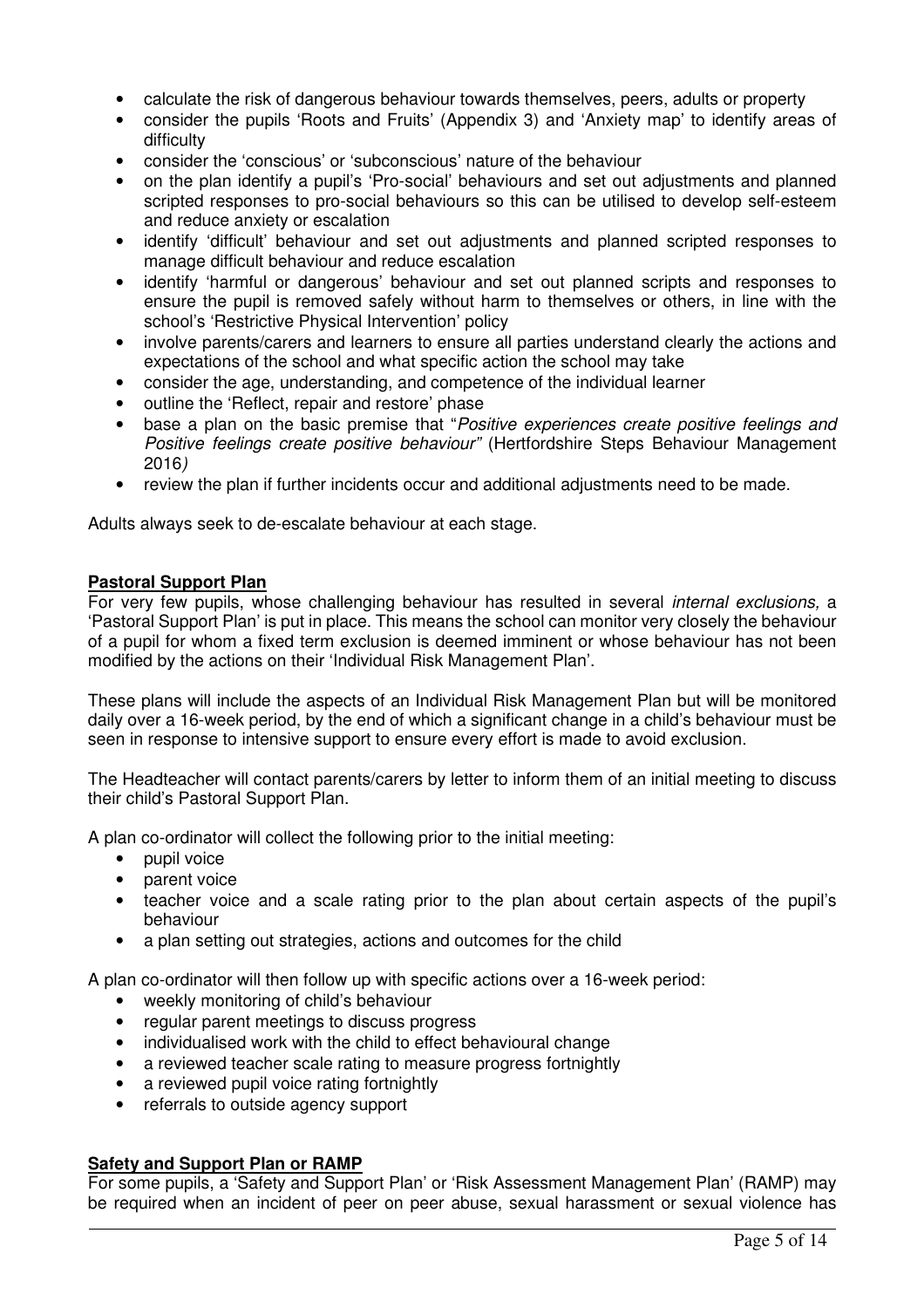- calculate the risk of dangerous behaviour towards themselves, peers, adults or property
- consider the pupils 'Roots and Fruits' (Appendix 3) and 'Anxiety map' to identify areas of difficulty
- consider the 'conscious' or 'subconscious' nature of the behaviour
- on the plan identify a pupil's 'Pro-social' behaviours and set out adjustments and planned scripted responses to pro-social behaviours so this can be utilised to develop self-esteem and reduce anxiety or escalation
- identify 'difficult' behaviour and set out adjustments and planned scripted responses to manage difficult behaviour and reduce escalation
- identify 'harmful or dangerous' behaviour and set out planned scripts and responses to ensure the pupil is removed safely without harm to themselves or others, in line with the school's 'Restrictive Physical Intervention' policy
- involve parents/carers and learners to ensure all parties understand clearly the actions and expectations of the school and what specific action the school may take
- consider the age, understanding, and competence of the individual learner
- outline the 'Reflect, repair and restore' phase
- base a plan on the basic premise that "*Positive experiences create positive feelings and Positive feelings create positive behaviour"* (Hertfordshire Steps Behaviour Management 2016*)*
- review the plan if further incidents occur and additional adjustments need to be made.

Adults always seek to de-escalate behaviour at each stage.

**Pastoral Support Plan**

For very few pupils, whose challenging behaviour has resulted in several *internal exclusions,* a 'Pastoral Support Plan' is put in place. This means the school can monitor very closely the behaviour of a pupil for whom a fixed term exclusion is deemed imminent or whose behaviour has not been modified by the actions on their 'Individual Risk Management Plan'.

These plans will include the aspects of an Individual Risk Management Plan but will be monitored daily over a 16-week period, by the end of which a significant change in a child's behaviour must be seen in response to intensive support to ensure every effort is made to avoid exclusion.

The Headteacher will contact parents/carers by letter to inform them of an initial meeting to discuss their child's Pastoral Support Plan.

A plan co-ordinator will collect the following prior to the initial meeting:

- pupil voice
- parent voice
- teacher voice and a scale rating prior to the plan about certain aspects of the pupil's behaviour
- a plan setting out strategies, actions and outcomes for the child

A plan co-ordinator will then follow up with specific actions over a 16-week period:

- weekly monitoring of child's behaviour
- regular parent meetings to discuss progress
- individualised work with the child to effect behavioural change
- a reviewed teacher scale rating to measure progress fortnightly
- a reviewed pupil voice rating fortnightly
- referrals to outside agency support

**Safety and Support Plan or RAMP**

For some pupils, a 'Safety and Support Plan' or 'Risk Assessment Management Plan' (RAMP) may be required when an incident of peer on peer abuse, sexual harassment or sexual violence has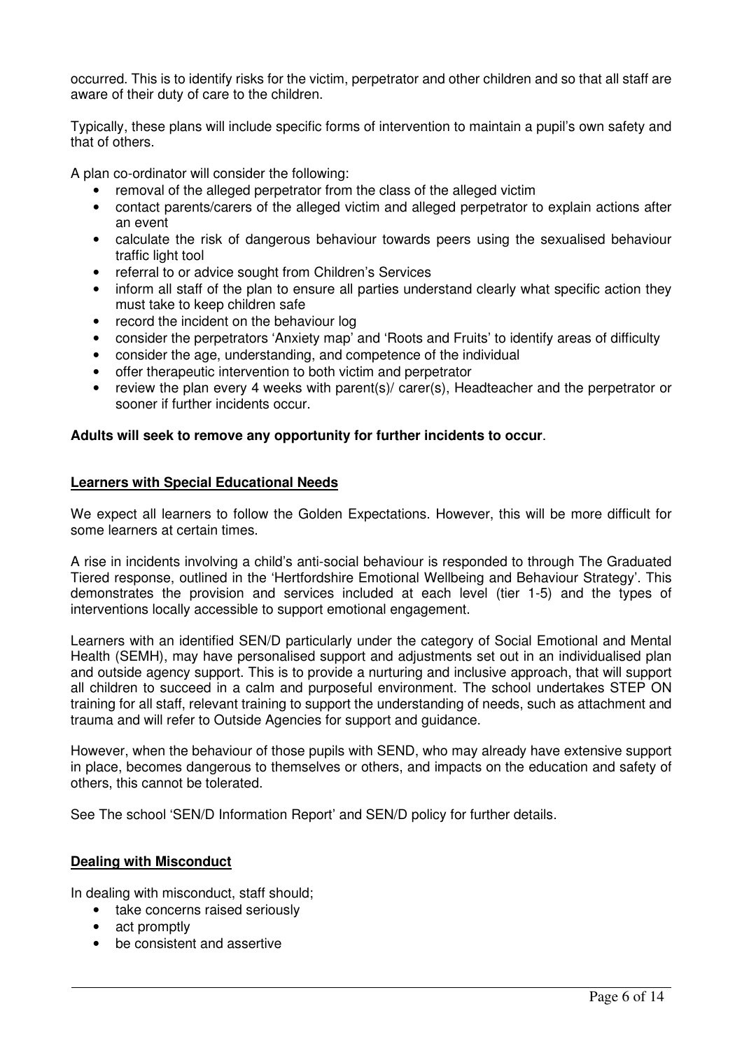occurred. This is to identify risks for the victim, perpetrator and other children and so that all staff are aware of their duty of care to the children.

Typically, these plans will include specific forms of intervention to maintain a pupil's own safety and that of others.

A plan co-ordinator will consider the following:

- removal of the alleged perpetrator from the class of the alleged victim
- contact parents/carers of the alleged victim and alleged perpetrator to explain actions after an event
- calculate the risk of dangerous behaviour towards peers using the sexualised behaviour traffic light tool
- referral to or advice sought from Children's Services
- inform all staff of the plan to ensure all parties understand clearly what specific action they must take to keep children safe
- record the incident on the behaviour log
- consider the perpetrators 'Anxiety map' and 'Roots and Fruits' to identify areas of difficulty
- consider the age, understanding, and competence of the individual
- offer therapeutic intervention to both victim and perpetrator
- review the plan every 4 weeks with parent(s)/ carer(s), Headteacher and the perpetrator or sooner if further incidents occur.

**Adults will seek to remove any opportunity for further incidents to occur**.

## Learners with Special Educational Needs

We expect all learners to follow the Golden Expectations. However, this will be more difficult for some learners at certain times.

A rise in incidents involving a child's anti-social behaviour is responded to through The Graduated Tiered response, outlined in the 'Hertfordshire Emotional Wellbeing and Behaviour Strategy'. This demonstrates the provision and services included at each level (tier 1-5) and the types of interventions locally accessible to support emotional engagement.

Learners with an identified SEN/D particularly under the category of Social Emotional and Mental Health (SEMH), may have personalised support and adjustments set out in an individualised plan and outside agency support. This is to provide a nurturing and inclusive approach, that will support all children to succeed in a calm and purposeful environment. The school undertakes STEP ON training for all staff, relevant training to support the understanding of needs, such as attachment and trauma and will refer to Outside Agencies for support and guidance.

However, when the behaviour of those pupils with SEND, who may already have extensive support in place, becomes dangerous to themselves or others, and impacts on the education and safety of others, this cannot be tolerated.

See The school 'SEN/D Information Report' and SEN/D policy for further details.

## Dealing with Misconduct

In dealing with misconduct, staff should;

- take concerns raised seriously
- act promptly
- be consistent and assertive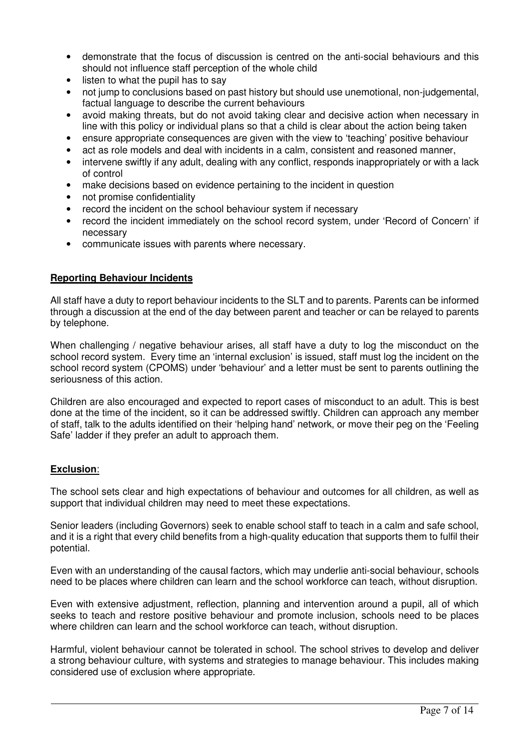- demonstrate that the focus of discussion is centred on the anti-social behaviours and this should not influence staff perception of the whole child
- listen to what the pupil has to say
- not jump to conclusions based on past history but should use unemotional, non-judgemental, factual language to describe the current behaviours
- avoid making threats, but do not avoid taking clear and decisive action when necessary in line with this policy or individual plans so that a child is clear about the action being taken
- ensure appropriate consequences are given with the view to 'teaching' positive behaviour
- act as role models and deal with incidents in a calm, consistent and reasoned manner,
- intervene swiftly if any adult, dealing with any conflict, responds inappropriately or with a lack of control
- make decisions based on evidence pertaining to the incident in question
- not promise confidentiality
- record the incident on the school behaviour system if necessary
- record the incident immediately on the school record system, under 'Record of Concern' if necessary
- communicate issues with parents where necessary.

**<u>Reporting Behaviour Incidents</u>**

All staff have a duty to report behaviour incidents to the SLT and to parents. Parents can be informed through a discussion at the end of the day between parent and teacher or can be relayed to parents by telephone.

When challenging / negative behaviour arises, all staff have a duty to log the misconduct on the school record system. Every time an 'internal exclusion' is issued, staff must log the incident on the school record system (CPOMS) under 'behaviour' and a letter must be sent to parents outlining the seriousness of this action.

Children are also encouraged and expected to report cases of misconduct to an adult. This is best done at the time of the incident, so it can be addressed swiftly. Children can approach any member of staff, talk to the adults identified on their 'helping hand' network, or move their peg on the 'Feeling Safe' ladder if they prefer an adult to approach them.

**<u>Exclusion</u>**:

The school sets clear and high expectations of behaviour and outcomes for all children, as well as support that individual children may need to meet these expectations.

Senior leaders (including Governors) seek to enable school staff to teach in a calm and safe school, and it is a right that every child benefits from a high-quality education that supports them to fulfil their potential.

Even with an understanding of the causal factors, which may underlie anti-social behaviour, schools need to be places where children can learn and the school workforce can teach, without disruption.

Even with extensive adjustment, reflection, planning and intervention around a pupil, all of which seeks to teach and restore positive behaviour and promote inclusion, schools need to be places where children can learn and the school workforce can teach, without disruption.

Harmful, violent behaviour cannot be tolerated in school. The school strives to develop and deliver a strong behaviour culture, with systems and strategies to manage behaviour. This includes making considered use of exclusion where appropriate.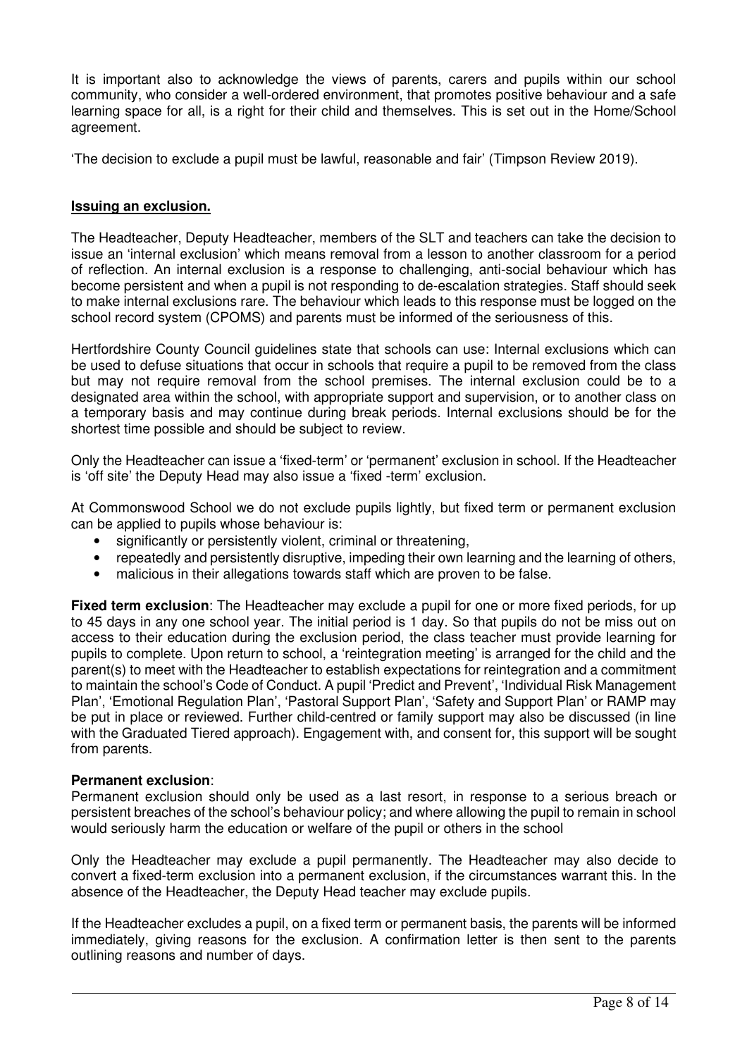It is important also to acknowledge the views of parents, carers and pupils within our school community, who consider a well-ordered environment, that promotes positive behaviour and a safe learning space for all, is a right for their child and themselves. This is set out in the Home/School agreement.

'The decision to exclude a pupil must be lawful, reasonable and fair' (Timpson Review 2019).

**Issuing an exclusion.**

The Headteacher, Deputy Headteacher, members of the SLT and teachers can take the decision to issue an 'internal exclusion' which means removal from a lesson to another classroom for a period of reflection. An internal exclusion is a response to challenging, anti-social behaviour which has become persistent and when a pupil is not responding to de-escalation strategies. Staff should seek to make internal exclusions rare. The behaviour which leads to this response must be logged on the school record system (CPOMS) and parents must be informed of the seriousness of this.

Hertfordshire County Council guidelines state that schools can use: Internal exclusions which can be used to defuse situations that occur in schools that require a pupil to be removed from the class but may not require removal from the school premises. The internal exclusion could be to a designated area within the school, with appropriate support and supervision, or to another class on a temporary basis and may continue during break periods. Internal exclusions should be for the shortest time possible and should be subject to review.

Only the Headteacher can issue a 'fixed-term' or 'permanent' exclusion in school. If the Headteacher is 'off site' the Deputy Head may also issue a 'fixed -term' exclusion.

At Commonswood School we do not exclude pupils lightly, but fixed term or permanent exclusion can be applied to pupils whose behaviour is:

- significantly or persistently violent, criminal or threatening,
- repeatedly and persistently disruptive, impeding their own learning and the learning of others,
- malicious in their allegations towards staff which are proven to be false.

**Fixed term exclusion**: The Headteacher may exclude a pupil for one or more fixed periods, for up to 45 days in any one school year. The initial period is 1 day. So that pupils do not be miss out on access to their education during the exclusion period, the class teacher must provide learning for pupils to complete. Upon return to school, a 'reintegration meeting' is arranged for the child and the parent(s) to meet with the Headteacher to establish expectations for reintegration and a commitment to maintain the school's Code of Conduct. A pupil 'Predict and Prevent', 'Individual Risk Management Plan', 'Emotional Regulation Plan', 'Pastoral Support Plan', 'Safety and Support Plan' or RAMP may be put in place or reviewed. Further child-centred or family support may also be discussed (in line with the Graduated Tiered approach). Engagement with, and consent for, this support will be sought from parents.

**Permanent exclusion**:

Permanent exclusion should only be used as a last resort, in response to a serious breach or persistent breaches of the school's behaviour policy; and where allowing the pupil to remain in school would seriously harm the education or welfare of the pupil or others in the school

Only the Headteacher may exclude a pupil permanently. The Headteacher may also decide to convert a fixed-term exclusion into a permanent exclusion, if the circumstances warrant this. In the absence of the Headteacher, the Deputy Head teacher may exclude pupils.

If the Headteacher excludes a pupil, on a fixed term or permanent basis, the parents will be informed immediately, giving reasons for the exclusion. A confirmation letter is then sent to the parents outlining reasons and number of days.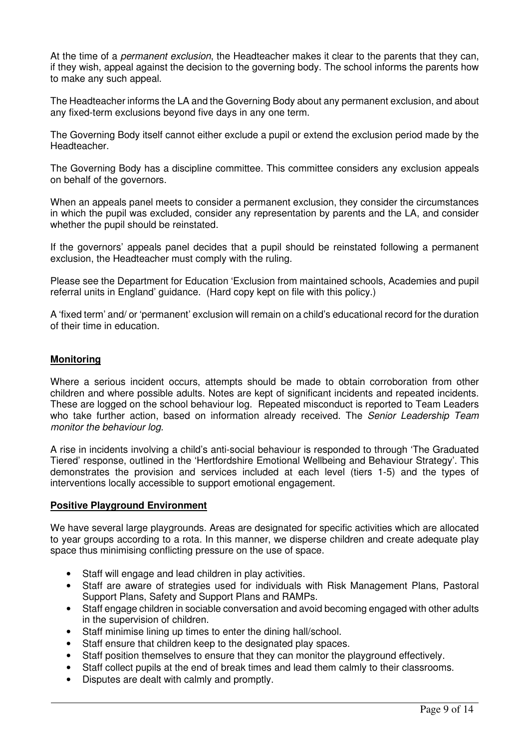At the time of a *permanent exclusion*, the Headteacher makes it clear to the parents that they can, if they wish, appeal against the decision to the governing body. The school informs the parents how to make any such appeal.

The Headteacher informs the LA and the Governing Body about any permanent exclusion, and about any fixed-term exclusions beyond five days in any one term.

The Governing Body itself cannot either exclude a pupil or extend the exclusion period made by the Headteacher.

The Governing Body has a discipline committee. This committee considers any exclusion appeals on behalf of the governors.

When an appeals panel meets to consider a permanent exclusion, they consider the circumstances in which the pupil was excluded, consider any representation by parents and the LA, and consider whether the pupil should be reinstated.

If the governors' appeals panel decides that a pupil should be reinstated following a permanent exclusion, the Headteacher must comply with the ruling.

Please see the Department for Education 'Exclusion from maintained schools, Academies and pupil referral units in England' guidance. (Hard copy kept on file with this policy.)

A 'fixed term' and/ or 'permanent' exclusion will remain on a child's educational record for the duration of their time in education.

## **Monitoring**

Where a serious incident occurs, attempts should be made to obtain corroboration from other children and where possible adults. Notes are kept of significant incidents and repeated incidents. These are logged on the school behaviour log. Repeated misconduct is reported to Team Leaders who take further action, based on information already received. The *Senior Leadership Team monitor the behaviour log.*

A rise in incidents involving a child's anti-social behaviour is responded to through 'The Graduated Tiered' response, outlined in the 'Hertfordshire Emotional Wellbeing and Behaviour Strategy'. This demonstrates the provision and services included at each level (tiers 1-5) and the types of interventions locally accessible to support emotional engagement.

## **Positive Playground Environment**

We have several large playgrounds. Areas are designated for specific activities which are allocated to year groups according to a rota. In this manner, we disperse children and create adequate play space thus minimising conflicting pressure on the use of space.

- Staff will engage and lead children in play activities.
- Staff are aware of strategies used for individuals with Risk Management Plans, Pastoral Support Plans, Safety and Support Plans and RAMPs.
- Staff engage children in sociable conversation and avoid becoming engaged with other adults in the supervision of children.
- Staff minimise lining up times to enter the dining hall/school.
- Staff ensure that children keep to the designated play spaces.
- Staff position themselves to ensure that they can monitor the playground effectively.
- Staff collect pupils at the end of break times and lead them calmly to their classrooms.
- Disputes are dealt with calmly and promptly.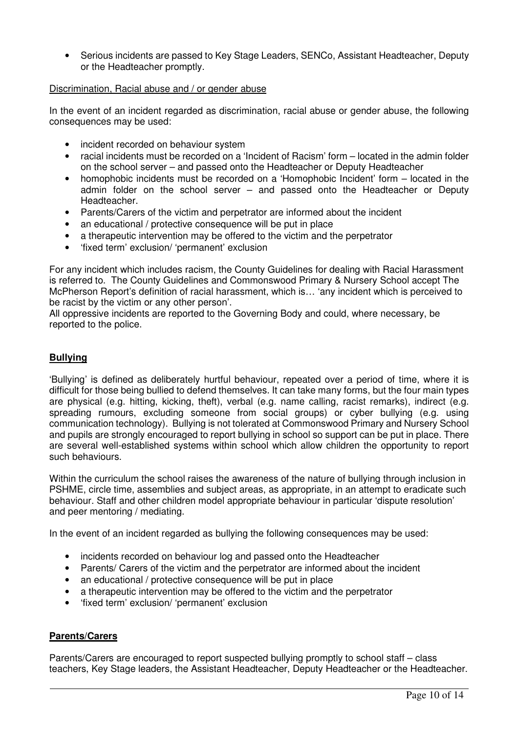- Serious incidents are passed to Key Stage Leaders, SENCo, Assistant Headteacher, Deputy or the Headteacher promptly.

Discrimination, Racial abuse and / or gender abuse

In the event of an incident regarded as discrimination, racial abuse or gender abuse, the following consequences may be used:

- incident recorded on behaviour system
- racial incidents must be recorded on a 'Incident of Racism' form – located in the admin folder on the school server – and passed onto the Headteacher or Deputy Headteacher
- homophobic incidents must be recorded on a 'Homophobic Incident' form – located in the admin folder on the school server – and passed onto the Headteacher or Deputy Headteacher.
- Parents/Carers of the victim and perpetrator are informed about the incident
- an educational / protective consequence will be put in place
- a therapeutic intervention may be offered to the victim and the perpetrator
- 'fixed term' exclusion/ 'permanent' exclusion

For any incident which includes racism, the County Guidelines for dealing with Racial Harassment is referred to. The County Guidelines and Commonswood Primary & Nursery School accept The McPherson Report's definition of racial harassment, which is… 'any incident which is perceived to be racist by the victim or any other person'.
All oppressive incidents are reported to the Governing Body and could, where necessary, be reported to the police.

## **Bullying**

'Bullying' is defined as deliberately hurtful behaviour, repeated over a period of time, where it is difficult for those being bullied to defend themselves. It can take many forms, but the four main types are physical (e.g. hitting, kicking, theft), verbal (e.g. name calling, racist remarks), indirect (e.g. spreading rumours, excluding someone from social groups) or cyber bullying (e.g. using communication technology). Bullying is not tolerated at Commonswood Primary and Nursery School and pupils are strongly encouraged to report bullying in school so support can be put in place. There are several well-established systems within school which allow children the opportunity to report such behaviours.

Within the curriculum the school raises the awareness of the nature of bullying through inclusion in PSHME, circle time, assemblies and subject areas, as appropriate, in an attempt to eradicate such behaviour. Staff and other children model appropriate behaviour in particular 'dispute resolution' and peer mentoring / mediating.

In the event of an incident regarded as bullying the following consequences may be used:

- incidents recorded on behaviour log and passed onto the Headteacher
- Parents/ Carers of the victim and the perpetrator are informed about the incident
- an educational / protective consequence will be put in place
- a therapeutic intervention may be offered to the victim and the perpetrator
- 'fixed term' exclusion/ 'permanent' exclusion

## **Parents/Carers**

Parents/Carers are encouraged to report suspected bullying promptly to school staff – class teachers, Key Stage leaders, the Assistant Headteacher, Deputy Headteacher or the Headteacher.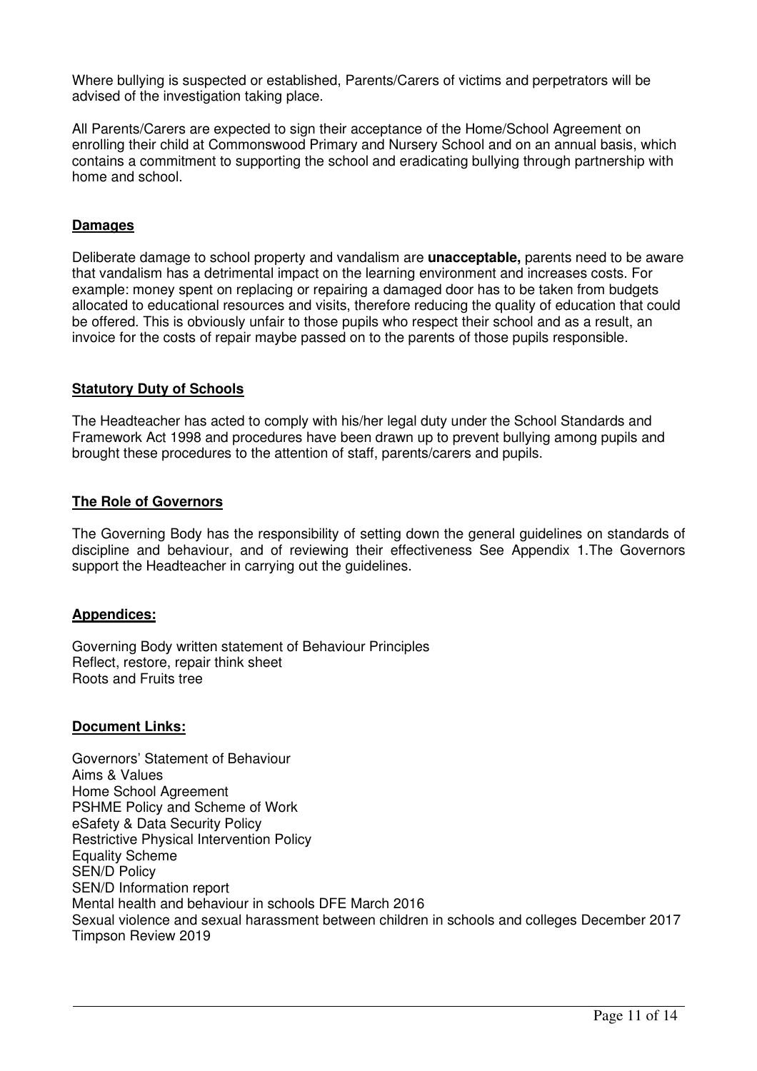Where bullying is suspected or established, Parents/Carers of victims and perpetrators will be advised of the investigation taking place.

All Parents/Carers are expected to sign their acceptance of the Home/School Agreement on enrolling their child at Commonswood Primary and Nursery School and on an annual basis, which contains a commitment to supporting the school and eradicating bullying through partnership with home and school.

## Damages

Deliberate damage to school property and vandalism are **unacceptable,** parents need to be aware that vandalism has a detrimental impact on the learning environment and increases costs. For example: money spent on replacing or repairing a damaged door has to be taken from budgets allocated to educational resources and visits, therefore reducing the quality of education that could be offered. This is obviously unfair to those pupils who respect their school and as a result, an invoice for the costs of repair maybe passed on to the parents of those pupils responsible.

## Statutory Duty of Schools

The Headteacher has acted to comply with his/her legal duty under the School Standards and Framework Act 1998 and procedures have been drawn up to prevent bullying among pupils and brought these procedures to the attention of staff, parents/carers and pupils.

## The Role of Governors

The Governing Body has the responsibility of setting down the general guidelines on standards of discipline and behaviour, and of reviewing their effectiveness See Appendix 1.The Governors support the Headteacher in carrying out the guidelines.

## Appendices:

Governing Body written statement of Behaviour Principles
Reflect, restore, repair think sheet
Roots and Fruits tree

## Document Links:

Governors' Statement of Behaviour
Aims & Values
Home School Agreement
PSHME Policy and Scheme of Work
eSafety & Data Security Policy
Restrictive Physical Intervention Policy
Equality Scheme
SEN/D Policy
SEN/D Information report
Mental health and behaviour in schools DFE March 2016
Sexual violence and sexual harassment between children in schools and colleges December 2017
Timpson Review 2019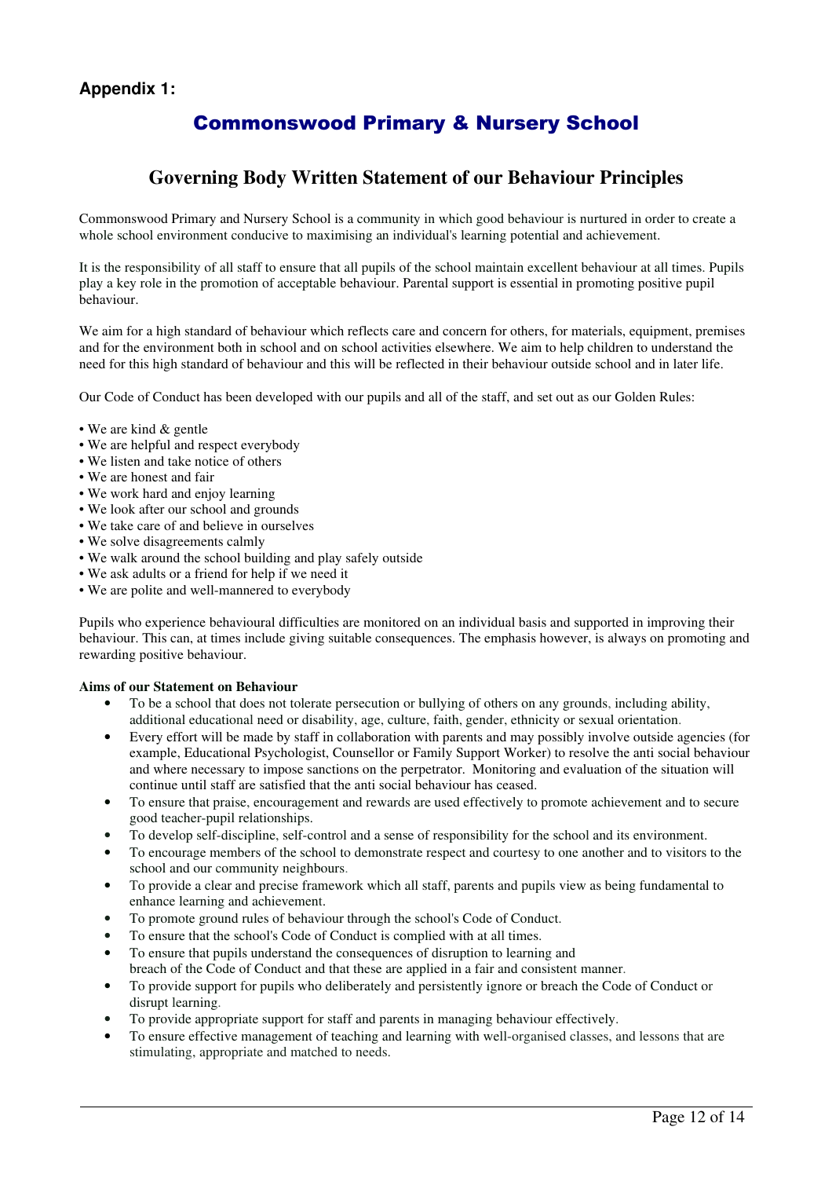**Appendix 1:**

# Commonswood Primary & Nursery School

## Governing Body Written Statement of our Behaviour Principles

Commonswood Primary and Nursery School is a community in which good behaviour is nurtured in order to create a whole school environment conducive to maximising an individual's learning potential and achievement.

It is the responsibility of all staff to ensure that all pupils of the school maintain excellent behaviour at all times. Pupils play a key role in the promotion of acceptable behaviour. Parental support is essential in promoting positive pupil behaviour.

We aim for a high standard of behaviour which reflects care and concern for others, for materials, equipment, premises and for the environment both in school and on school activities elsewhere. We aim to help children to understand the need for this high standard of behaviour and this will be reflected in their behaviour outside school and in later life.

Our Code of Conduct has been developed with our pupils and all of the staff, and set out as our Golden Rules:

- We are kind & gentle
- We are helpful and respect everybody
- We listen and take notice of others
- We are honest and fair
- We work hard and enjoy learning
- We look after our school and grounds
- We take care of and believe in ourselves
- We solve disagreements calmly
- We walk around the school building and play safely outside
- We ask adults or a friend for help if we need it
- We are polite and well-mannered to everybody

Pupils who experience behavioural difficulties are monitored on an individual basis and supported in improving their behaviour. This can, at times include giving suitable consequences. The emphasis however, is always on promoting and rewarding positive behaviour.

**Aims of our Statement on Behaviour**

- To be a school that does not tolerate persecution or bullying of others on any grounds, including ability, additional educational need or disability, age, culture, faith, gender, ethnicity or sexual orientation.
- Every effort will be made by staff in collaboration with parents and may possibly involve outside agencies (for example, Educational Psychologist, Counsellor or Family Support Worker) to resolve the anti social behaviour and where necessary to impose sanctions on the perpetrator. Monitoring and evaluation of the situation will continue until staff are satisfied that the anti social behaviour has ceased.
- To ensure that praise, encouragement and rewards are used effectively to promote achievement and to secure good teacher-pupil relationships.
- To develop self-discipline, self-control and a sense of responsibility for the school and its environment.
- To encourage members of the school to demonstrate respect and courtesy to one another and to visitors to the school and our community neighbours.
- To provide a clear and precise framework which all staff, parents and pupils view as being fundamental to enhance learning and achievement.
- To promote ground rules of behaviour through the school's Code of Conduct.
- To ensure that the school's Code of Conduct is complied with at all times.
- To ensure that pupils understand the consequences of disruption to learning and breach of the Code of Conduct and that these are applied in a fair and consistent manner.
- To provide support for pupils who deliberately and persistently ignore or breach the Code of Conduct or disrupt learning.
- To provide appropriate support for staff and parents in managing behaviour effectively.
- To ensure effective management of teaching and learning with well-organised classes, and lessons that are stimulating, appropriate and matched to needs.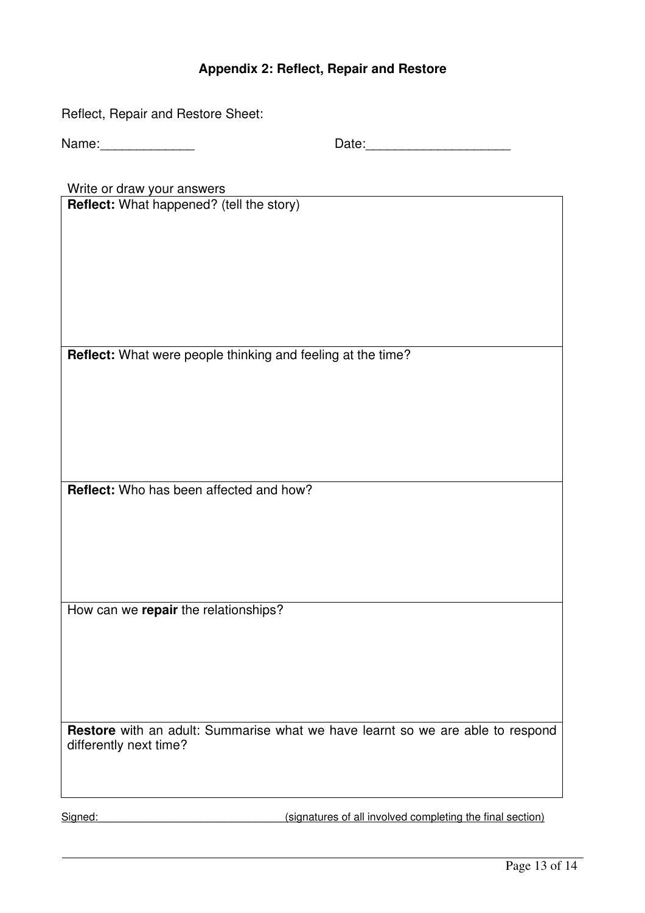## Appendix 2: Reflect, Repair and Restore

Reflect, Repair and Restore Sheet:

Name:_____________ Date:____________________

Write or draw your answers

| **Reflect:** What happened? (tell the story) |
|---|
| **Reflect:** What were people thinking and feeling at the time? |
| **Reflect:** Who has been affected and how? |
| How can we **repair** the relationships? |
| **Restore** with an adult: Summarise what we have learnt so we are able to respond differently next time? |

Signed: ______________________________ (signatures of all involved completing the final section)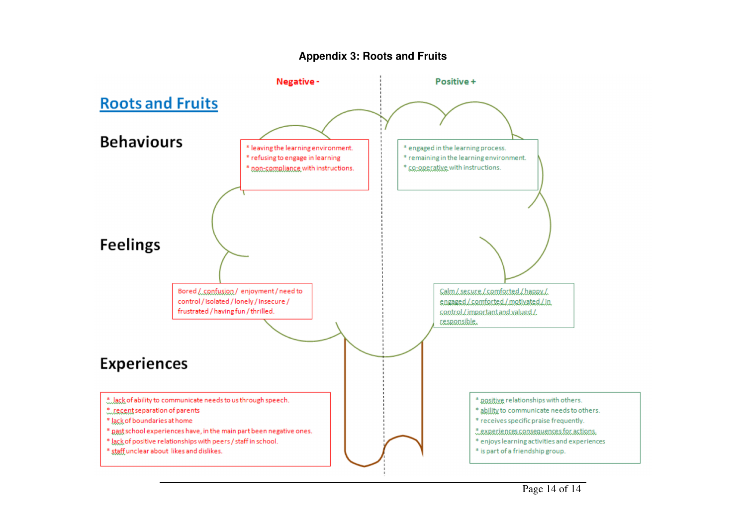# Appendix 3: Roots and Fruits

## Roots and Fruits

Negative -

Positive +

### Behaviours

**Negative -**

* leaving the learning environment.
* refusing to engage in learning
* non-compliance with instructions.

**Positive +**

* engaged in the learning process.
* remaining in the learning environment.
* co-operative with instructions.

### Feelings

**Negative -**

Bored / confusion / enjoyment / need to control / isolated / lonely / insecure / frustrated / having fun / thrilled.

**Positive +**

Calm / secure / comforted / happy / engaged / comforted / motivated / in control / important and valued / responsible.

### Experiences

**Negative -**

* lack of ability to communicate needs to us through speech.
* recent separation of parents
* lack of boundaries at home
* past school experiences have, in the main part been negative ones.
* lack of positive relationships with peers / staff in school.
* staff unclear about likes and dislikes.

**Positive +**

* positive relationships with others.
* ability to communicate needs to others.
* receives specific praise frequently.
* experiences consequences for actions.
* enjoys learning activities and experiences
* is part of a friendship group.